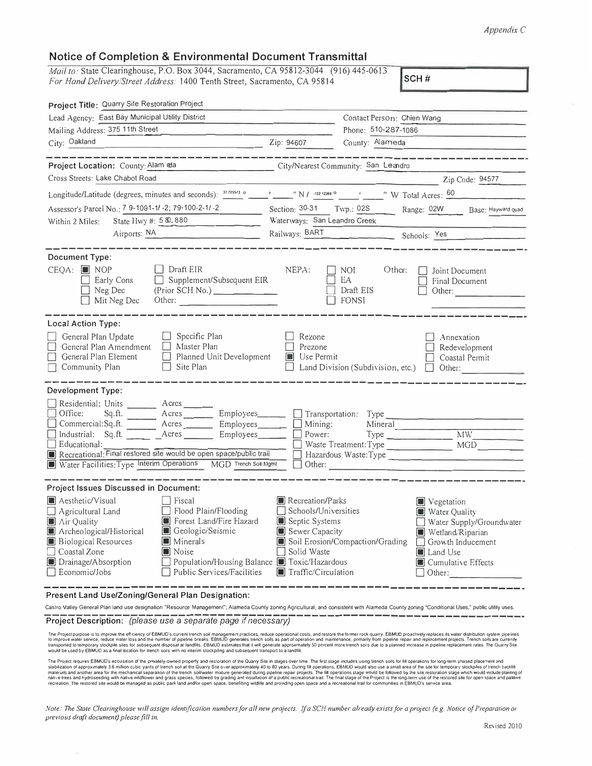*Appendix C*

## Notice of Completion & Environmental Document Transmittal

*Mail to:* State Clearinghouse, P.O. Box 3044, Sacramento, CA 95812-3044 (916) 445-0613
*For Hand Delivery/Street Address:* 1400 Tenth Street, Sacramento, CA 95814

**SCH #**

**Project Title:** Quarry Site Restoration Project

Lead Agency: East Bay Municipal Utility District — Contact Person: Chien Wang
Mailing Address: 375 11th Street — Phone: 510-287-1086
City: Oakland — Zip: 94607 — County: Alameda

**Project Location:** County: Alameda — City/Nearest Community: San Leandro
Cross Streets: Lake Chabot Road — Zip Code: 94577
Longitude/Latitude (degrees, minutes and seconds): 37.7255/3 ° ' " N / -122.12268 ° ' " W Total Acres: 60
Assessor's Parcel No.: 79-1001-1/-2; 79-100-2-1/-2 — Section: 30-31 Twp.: 02S Range: 02W Base: Hayward quad
Within 2 Miles: State Hwy #: 580, 880 — Waterways: San Leandro Creek
Airports: NA — Railways: BART — Schools: Yes

**Document Type:**

CEQA: ■ NOP ☐ Early Cons ☐ Neg Dec ☐ Mit Neg Dec ☐ Draft EIR ☐ Supplement/Subsequent EIR (Prior SCH No.) ______ Other: ______
NEPA: ☐ NOI ☐ EA ☐ Draft EIS ☐ FONSI
Other: ☐ Joint Document ☐ Final Document ☐ Other: ______

**Local Action Type:**

☐ General Plan Update ☐ General Plan Amendment ☐ General Plan Element ☐ Community Plan ☐ Specific Plan ☐ Master Plan ☐ Planned Unit Development ☐ Site Plan ☐ Rezone ☐ Prezone ■ Use Permit ☐ Land Division (Subdivision, etc.) ☐ Annexation ☐ Redevelopment ☐ Coastal Permit ☐ Other: ______

**Development Type:**

☐ Residential: Units ____ Acres ____
☐ Office: Sq.ft. ____ Acres ____ Employees ____
☐ Commercial: Sq.ft. ____ Acres ____ Employees ____
☐ Industrial: Sq.ft. ____ Acres ____ Employees ____
☐ Educational: ____
■ Recreational: Final restored site would be open space/public trail
■ Water Facilities: Type Interim Operations MGD Trench Soil Mgmt
☐ Transportation: Type ____
☐ Mining: Mineral ____
☐ Power: Type ____ MW ____
☐ Waste Treatment: Type ____ MGD ____
☐ Hazardous Waste: Type ____
☐ Other: ____

**Project Issues Discussed in Document:**

■ Aesthetic/Visual
☐ Agricultural Land
■ Air Quality
■ Archeological/Historical
■ Biological Resources
☐ Coastal Zone
■ Drainage/Absorption
☐ Economic/Jobs
☐ Fiscal
☐ Flood Plain/Flooding
■ Forest Land/Fire Hazard
■ Geologic/Seismic
■ Minerals
■ Noise
☐ Population/Housing Balance
☐ Public Services/Facilities
■ Recreation/Parks
☐ Schools/Universities
■ Septic Systems
■ Sewer Capacity
■ Soil Erosion/Compaction/Grading
☐ Solid Waste
■ Toxic/Hazardous
■ Traffic/Circulation
■ Vegetation
■ Water Quality
☐ Water Supply/Groundwater
■ Wetland/Riparian
☐ Growth Inducement
■ Land Use
■ Cumulative Effects
☐ Other: ______

**Present Land Use/Zoning/General Plan Designation:**

Castro Valley General Plan land use designation "Resource Management"; Alameda County zoning Agricultural, and consistent with Alameda County zoning "Conditional Uses," public utility uses.

**Project Description:** *(please use a separate page if necessary)*

The Project purpose is to improve the efficiency of EBMUD's current trench soil management practices, reduce operational costs, and restore the former rock quarry. EBMUD proactively replaces its water distribution system pipelines to improve water service, reduce water loss and the number of pipeline breaks. EBMUD generates trench soils as part of operation and maintenance, primarily from pipeline repair and replacement projects. Trench soils are currently transported to temporary stockpile sites for subsequent disposal at landfills. EBMUD estimates that it will generate approximately 50 percent more trench soils due to a planned increase in pipeline replacement rates. The Quarry Site would be used by EBMUD as a final location for trench soils with no interim stockpiling and subsequent transport to a landfill.

The Project requires EBMUD's acquisition of the privately-owned property and restoration of the Quarry Site in stages over time. The first stage includes using trench soils for fill operations for long-term phased placement and stabilization of approximately 3.6 million cubic yards of trench soil at the Quarry Site over approximately 40 to 80 years. During fill operations, EBMUD would also use a small area of the site for temporary stockpiles of trench backfill materials and another area for the mechanical separation of the trench soil/water mixture generated during pipeline repair projects. The fill operations stage would be followed by the site restoration stage which would include planting of native trees and hydroseeding with native wildflower and grass species, followed by grading and installation of a public recreational trail. The final stage of the Project is the long-term use of the restored site for open space and passive recreation. The restored site would be managed as public park land and/or open space, benefiting wildlife and providing open space and a recreational trail for communities in EBMUD's service area.

*Note: The State Clearinghouse will assign identification numbers for all new projects. If a SCH number already exists for a project (e.g. Notice of Preparation or previous draft document) please fill in.*

Revised 2010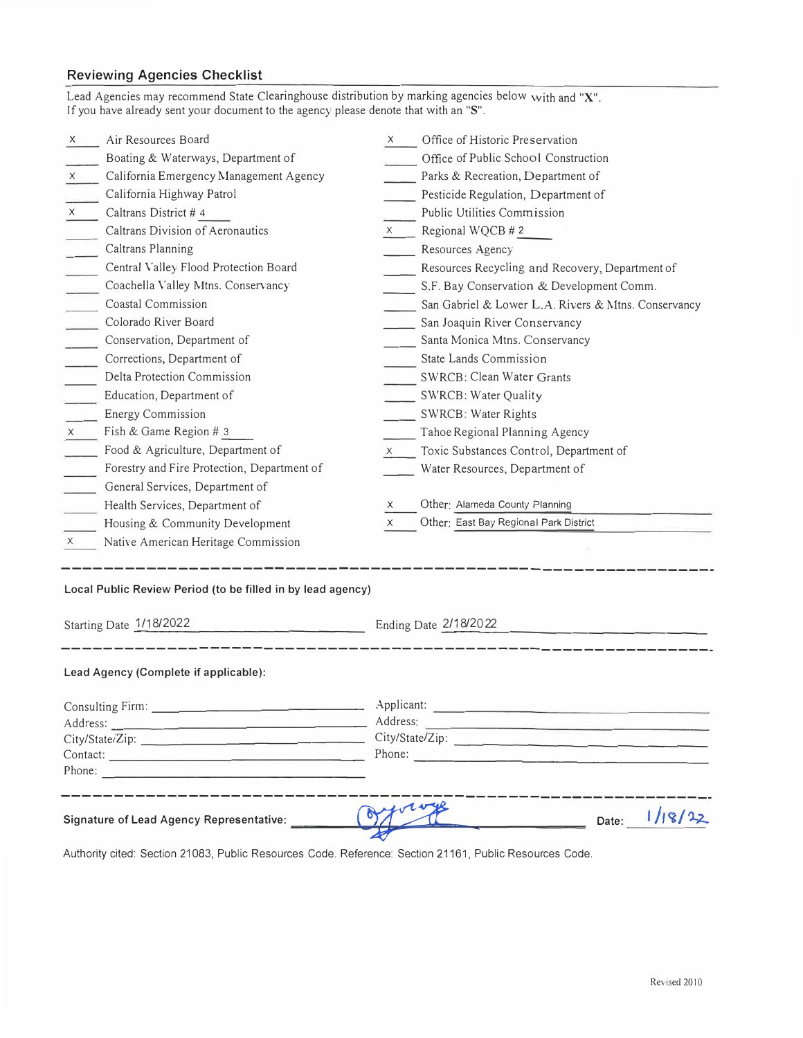## Reviewing Agencies Checklist

Lead Agencies may recommend State Clearinghouse distribution by marking agencies below with and "X".
If you have already sent your document to the agency please denote that with an "S".

X Air Resources Board
___ Boating & Waterways, Department of
X California Emergency Management Agency
___ California Highway Patrol
X Caltrans District # 4
___ Caltrans Division of Aeronautics
___ Caltrans Planning
___ Central Valley Flood Protection Board
___ Coachella Valley Mtns. Conservancy
___ Coastal Commission
___ Colorado River Board
___ Conservation, Department of
___ Corrections, Department of
___ Delta Protection Commission
___ Education, Department of
___ Energy Commission
X Fish & Game Region # 3
___ Food & Agriculture, Department of
___ Forestry and Fire Protection, Department of
___ General Services, Department of
___ Health Services, Department of
___ Housing & Community Development
X Native American Heritage Commission

X Office of Historic Preservation
___ Office of Public School Construction
___ Parks & Recreation, Department of
___ Pesticide Regulation, Department of
___ Public Utilities Commission
X Regional WQCB # 2
___ Resources Agency
___ Resources Recycling and Recovery, Department of
___ S.F. Bay Conservation & Development Comm.
___ San Gabriel & Lower L.A. Rivers & Mtns. Conservancy
___ San Joaquin River Conservancy
___ Santa Monica Mtns. Conservancy
___ State Lands Commission
___ SWRCB: Clean Water Grants
___ SWRCB: Water Quality
___ SWRCB: Water Rights
___ Tahoe Regional Planning Agency
X Toxic Substances Control, Department of
___ Water Resources, Department of

X Other: Alameda County Planning
X Other: East Bay Regional Park District

---

**Local Public Review Period (to be filled in by lead agency)**

Starting Date 1/18/2022 Ending Date 2/18/2022

---

**Lead Agency (Complete if applicable):**

Consulting Firm: ___
Address: ___
City/State/Zip: ___
Contact: ___
Phone: ___

Applicant: ___
Address: ___
City/State/Zip: ___
Phone: ___

---

**Signature of Lead Agency Representative:** [signature] Date: 1/18/22

Authority cited: Section 21083, Public Resources Code. Reference: Section 21161, Public Resources Code.

Revised 2010